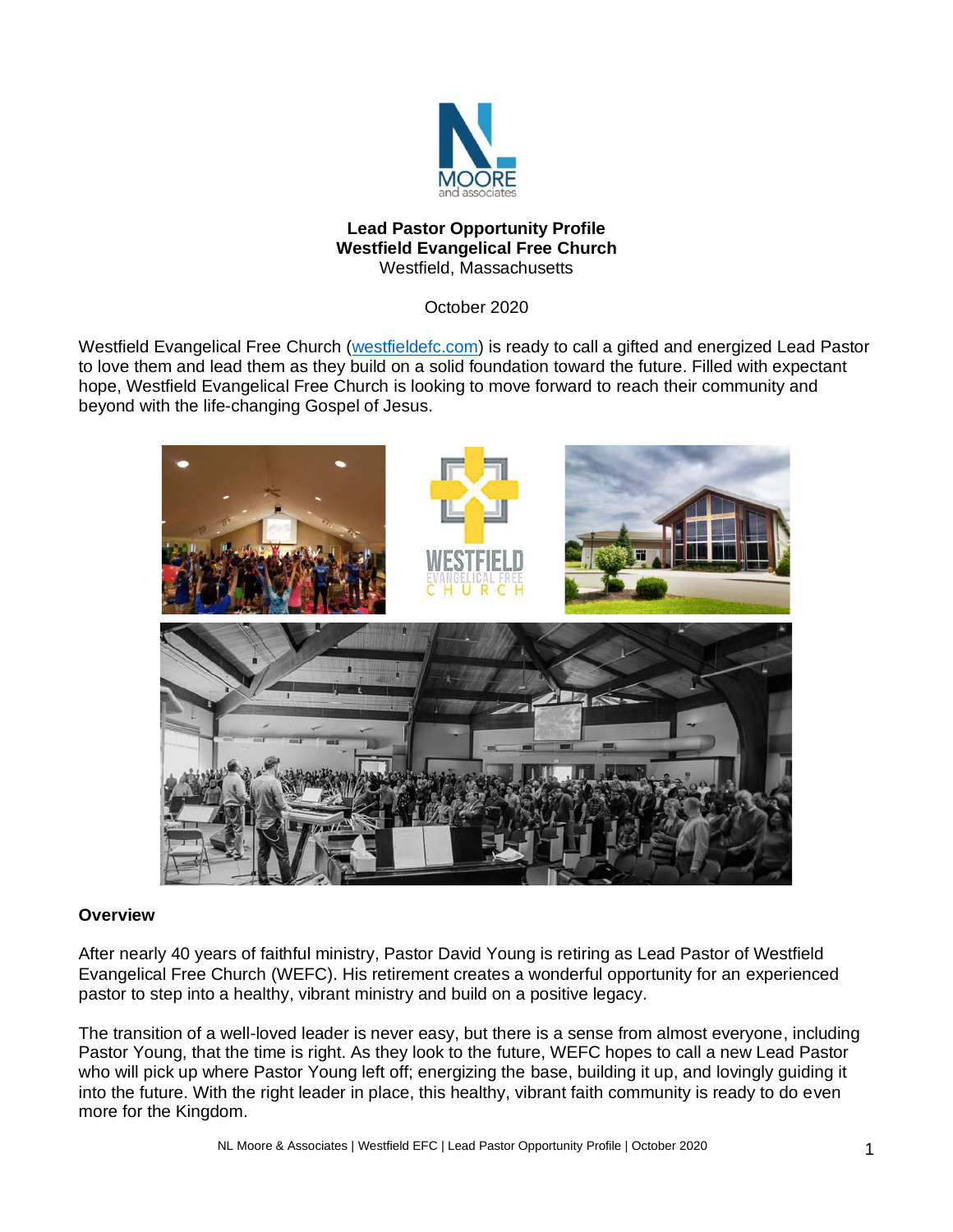**Lead Pastor Opportunity Profile**
**Westfield Evangelical Free Church**
Westfield, Massachusetts

October 2020

Westfield Evangelical Free Church (westfieldefc.com) is ready to call a gifted and energized Lead Pastor to love them and lead them as they build on a solid foundation toward the future. Filled with expectant hope, Westfield Evangelical Free Church is looking to move forward to reach their community and beyond with the life-changing Gospel of Jesus.

## Overview

After nearly 40 years of faithful ministry, Pastor David Young is retiring as Lead Pastor of Westfield Evangelical Free Church (WEFC). His retirement creates a wonderful opportunity for an experienced pastor to step into a healthy, vibrant ministry and build on a positive legacy.

The transition of a well-loved leader is never easy, but there is a sense from almost everyone, including Pastor Young, that the time is right. As they look to the future, WEFC hopes to call a new Lead Pastor who will pick up where Pastor Young left off; energizing the base, building it up, and lovingly guiding it into the future. With the right leader in place, this healthy, vibrant faith community is ready to do even more for the Kingdom.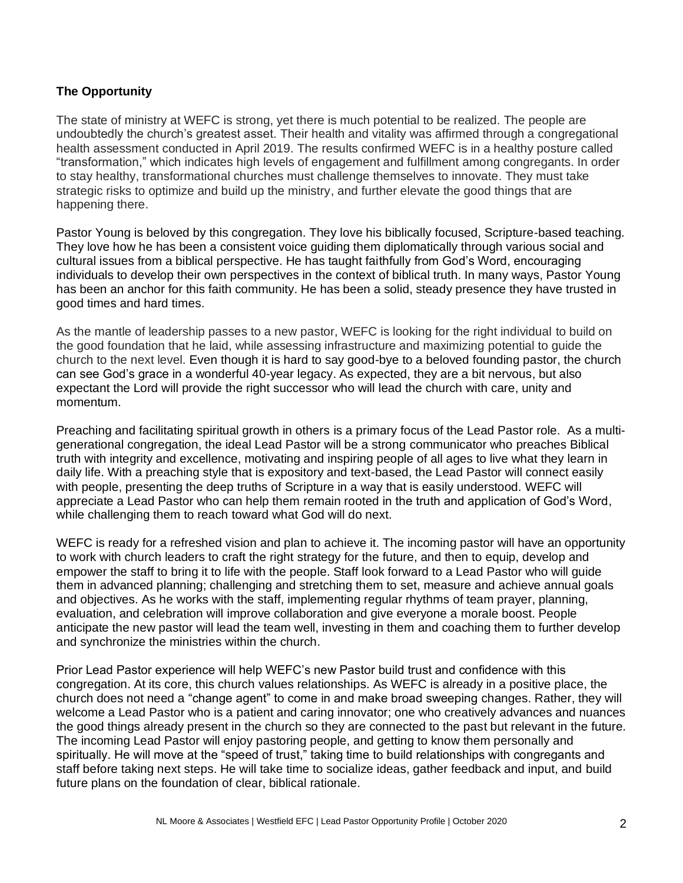### The Opportunity

The state of ministry at WEFC is strong, yet there is much potential to be realized. The people are undoubtedly the church's greatest asset. Their health and vitality was affirmed through a congregational health assessment conducted in April 2019. The results confirmed WEFC is in a healthy posture called "transformation," which indicates high levels of engagement and fulfillment among congregants. In order to stay healthy, transformational churches must challenge themselves to innovate. They must take strategic risks to optimize and build up the ministry, and further elevate the good things that are happening there.

Pastor Young is beloved by this congregation. They love his biblically focused, Scripture-based teaching. They love how he has been a consistent voice guiding them diplomatically through various social and cultural issues from a biblical perspective. He has taught faithfully from God's Word, encouraging individuals to develop their own perspectives in the context of biblical truth. In many ways, Pastor Young has been an anchor for this faith community. He has been a solid, steady presence they have trusted in good times and hard times.

As the mantle of leadership passes to a new pastor, WEFC is looking for the right individual to build on the good foundation that he laid, while assessing infrastructure and maximizing potential to guide the church to the next level. Even though it is hard to say good-bye to a beloved founding pastor, the church can see God's grace in a wonderful 40-year legacy. As expected, they are a bit nervous, but also expectant the Lord will provide the right successor who will lead the church with care, unity and momentum.

Preaching and facilitating spiritual growth in others is a primary focus of the Lead Pastor role. As a multi-generational congregation, the ideal Lead Pastor will be a strong communicator who preaches Biblical truth with integrity and excellence, motivating and inspiring people of all ages to live what they learn in daily life. With a preaching style that is expository and text-based, the Lead Pastor will connect easily with people, presenting the deep truths of Scripture in a way that is easily understood. WEFC will appreciate a Lead Pastor who can help them remain rooted in the truth and application of God's Word, while challenging them to reach toward what God will do next.

WEFC is ready for a refreshed vision and plan to achieve it. The incoming pastor will have an opportunity to work with church leaders to craft the right strategy for the future, and then to equip, develop and empower the staff to bring it to life with the people. Staff look forward to a Lead Pastor who will guide them in advanced planning; challenging and stretching them to set, measure and achieve annual goals and objectives. As he works with the staff, implementing regular rhythms of team prayer, planning, evaluation, and celebration will improve collaboration and give everyone a morale boost. People anticipate the new pastor will lead the team well, investing in them and coaching them to further develop and synchronize the ministries within the church.

Prior Lead Pastor experience will help WEFC's new Pastor build trust and confidence with this congregation. At its core, this church values relationships. As WEFC is already in a positive place, the church does not need a "change agent" to come in and make broad sweeping changes. Rather, they will welcome a Lead Pastor who is a patient and caring innovator; one who creatively advances and nuances the good things already present in the church so they are connected to the past but relevant in the future. The incoming Lead Pastor will enjoy pastoring people, and getting to know them personally and spiritually. He will move at the "speed of trust," taking time to build relationships with congregants and staff before taking next steps. He will take time to socialize ideas, gather feedback and input, and build future plans on the foundation of clear, biblical rationale.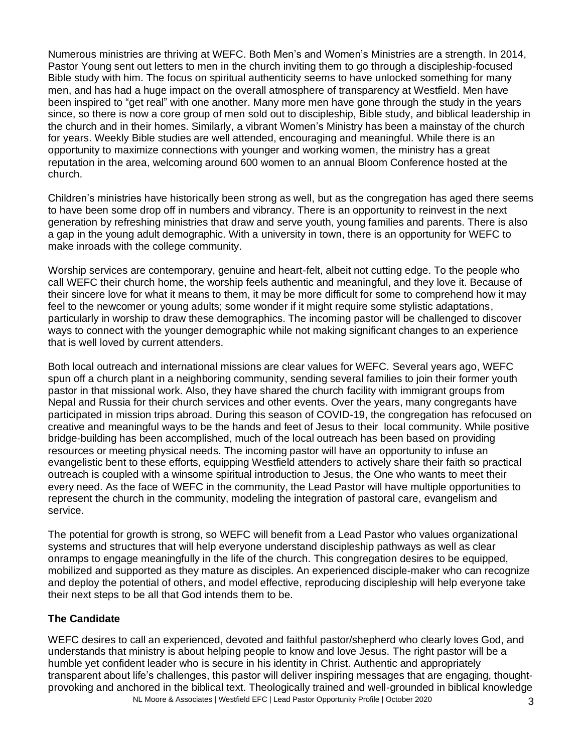Numerous ministries are thriving at WEFC. Both Men's and Women's Ministries are a strength. In 2014, Pastor Young sent out letters to men in the church inviting them to go through a discipleship-focused Bible study with him. The focus on spiritual authenticity seems to have unlocked something for many men, and has had a huge impact on the overall atmosphere of transparency at Westfield. Men have been inspired to "get real" with one another. Many more men have gone through the study in the years since, so there is now a core group of men sold out to discipleship, Bible study, and biblical leadership in the church and in their homes. Similarly, a vibrant Women's Ministry has been a mainstay of the church for years. Weekly Bible studies are well attended, encouraging and meaningful. While there is an opportunity to maximize connections with younger and working women, the ministry has a great reputation in the area, welcoming around 600 women to an annual Bloom Conference hosted at the church.

Children's ministries have historically been strong as well, but as the congregation has aged there seems to have been some drop off in numbers and vibrancy. There is an opportunity to reinvest in the next generation by refreshing ministries that draw and serve youth, young families and parents. There is also a gap in the young adult demographic. With a university in town, there is an opportunity for WEFC to make inroads with the college community.

Worship services are contemporary, genuine and heart-felt, albeit not cutting edge. To the people who call WEFC their church home, the worship feels authentic and meaningful, and they love it. Because of their sincere love for what it means to them, it may be more difficult for some to comprehend how it may feel to the newcomer or young adults; some wonder if it might require some stylistic adaptations, particularly in worship to draw these demographics. The incoming pastor will be challenged to discover ways to connect with the younger demographic while not making significant changes to an experience that is well loved by current attenders.

Both local outreach and international missions are clear values for WEFC. Several years ago, WEFC spun off a church plant in a neighboring community, sending several families to join their former youth pastor in that missional work. Also, they have shared the church facility with immigrant groups from Nepal and Russia for their church services and other events. Over the years, many congregants have participated in mission trips abroad. During this season of COVID-19, the congregation has refocused on creative and meaningful ways to be the hands and feet of Jesus to their local community. While positive bridge-building has been accomplished, much of the local outreach has been based on providing resources or meeting physical needs. The incoming pastor will have an opportunity to infuse an evangelistic bent to these efforts, equipping Westfield attenders to actively share their faith so practical outreach is coupled with a winsome spiritual introduction to Jesus, the One who wants to meet their every need. As the face of WEFC in the community, the Lead Pastor will have multiple opportunities to represent the church in the community, modeling the integration of pastoral care, evangelism and service.

The potential for growth is strong, so WEFC will benefit from a Lead Pastor who values organizational systems and structures that will help everyone understand discipleship pathways as well as clear onramps to engage meaningfully in the life of the church. This congregation desires to be equipped, mobilized and supported as they mature as disciples. An experienced disciple-maker who can recognize and deploy the potential of others, and model effective, reproducing discipleship will help everyone take their next steps to be all that God intends them to be.

**The Candidate**

WEFC desires to call an experienced, devoted and faithful pastor/shepherd who clearly loves God, and understands that ministry is about helping people to know and love Jesus. The right pastor will be a humble yet confident leader who is secure in his identity in Christ. Authentic and appropriately transparent about life's challenges, this pastor will deliver inspiring messages that are engaging, thought-provoking and anchored in the biblical text. Theologically trained and well-grounded in biblical knowledge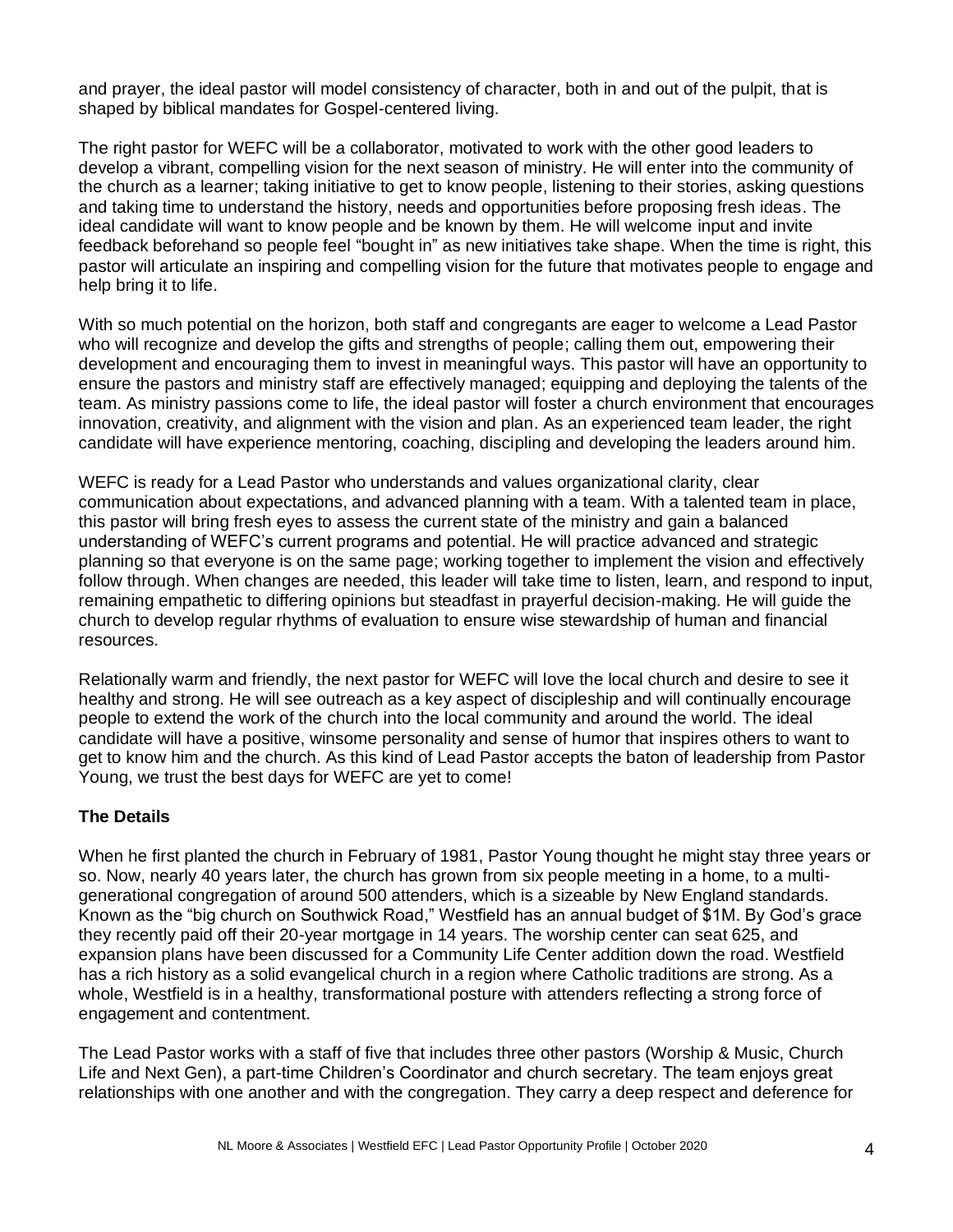and prayer, the ideal pastor will model consistency of character, both in and out of the pulpit, that is shaped by biblical mandates for Gospel-centered living.

The right pastor for WEFC will be a collaborator, motivated to work with the other good leaders to develop a vibrant, compelling vision for the next season of ministry. He will enter into the community of the church as a learner; taking initiative to get to know people, listening to their stories, asking questions and taking time to understand the history, needs and opportunities before proposing fresh ideas. The ideal candidate will want to know people and be known by them. He will welcome input and invite feedback beforehand so people feel "bought in" as new initiatives take shape. When the time is right, this pastor will articulate an inspiring and compelling vision for the future that motivates people to engage and help bring it to life.

With so much potential on the horizon, both staff and congregants are eager to welcome a Lead Pastor who will recognize and develop the gifts and strengths of people; calling them out, empowering their development and encouraging them to invest in meaningful ways. This pastor will have an opportunity to ensure the pastors and ministry staff are effectively managed; equipping and deploying the talents of the team. As ministry passions come to life, the ideal pastor will foster a church environment that encourages innovation, creativity, and alignment with the vision and plan. As an experienced team leader, the right candidate will have experience mentoring, coaching, discipling and developing the leaders around him.

WEFC is ready for a Lead Pastor who understands and values organizational clarity, clear communication about expectations, and advanced planning with a team. With a talented team in place, this pastor will bring fresh eyes to assess the current state of the ministry and gain a balanced understanding of WEFC's current programs and potential. He will practice advanced and strategic planning so that everyone is on the same page; working together to implement the vision and effectively follow through. When changes are needed, this leader will take time to listen, learn, and respond to input, remaining empathetic to differing opinions but steadfast in prayerful decision-making. He will guide the church to develop regular rhythms of evaluation to ensure wise stewardship of human and financial resources.

Relationally warm and friendly, the next pastor for WEFC will love the local church and desire to see it healthy and strong. He will see outreach as a key aspect of discipleship and will continually encourage people to extend the work of the church into the local community and around the world. The ideal candidate will have a positive, winsome personality and sense of humor that inspires others to want to get to know him and the church. As this kind of Lead Pastor accepts the baton of leadership from Pastor Young, we trust the best days for WEFC are yet to come!

### The Details

When he first planted the church in February of 1981, Pastor Young thought he might stay three years or so. Now, nearly 40 years later, the church has grown from six people meeting in a home, to a multi-generational congregation of around 500 attenders, which is a sizeable by New England standards. Known as the "big church on Southwick Road," Westfield has an annual budget of $1M. By God's grace they recently paid off their 20-year mortgage in 14 years. The worship center can seat 625, and expansion plans have been discussed for a Community Life Center addition down the road. Westfield has a rich history as a solid evangelical church in a region where Catholic traditions are strong. As a whole, Westfield is in a healthy, transformational posture with attenders reflecting a strong force of engagement and contentment.

The Lead Pastor works with a staff of five that includes three other pastors (Worship & Music, Church Life and Next Gen), a part-time Children's Coordinator and church secretary. The team enjoys great relationships with one another and with the congregation. They carry a deep respect and deference for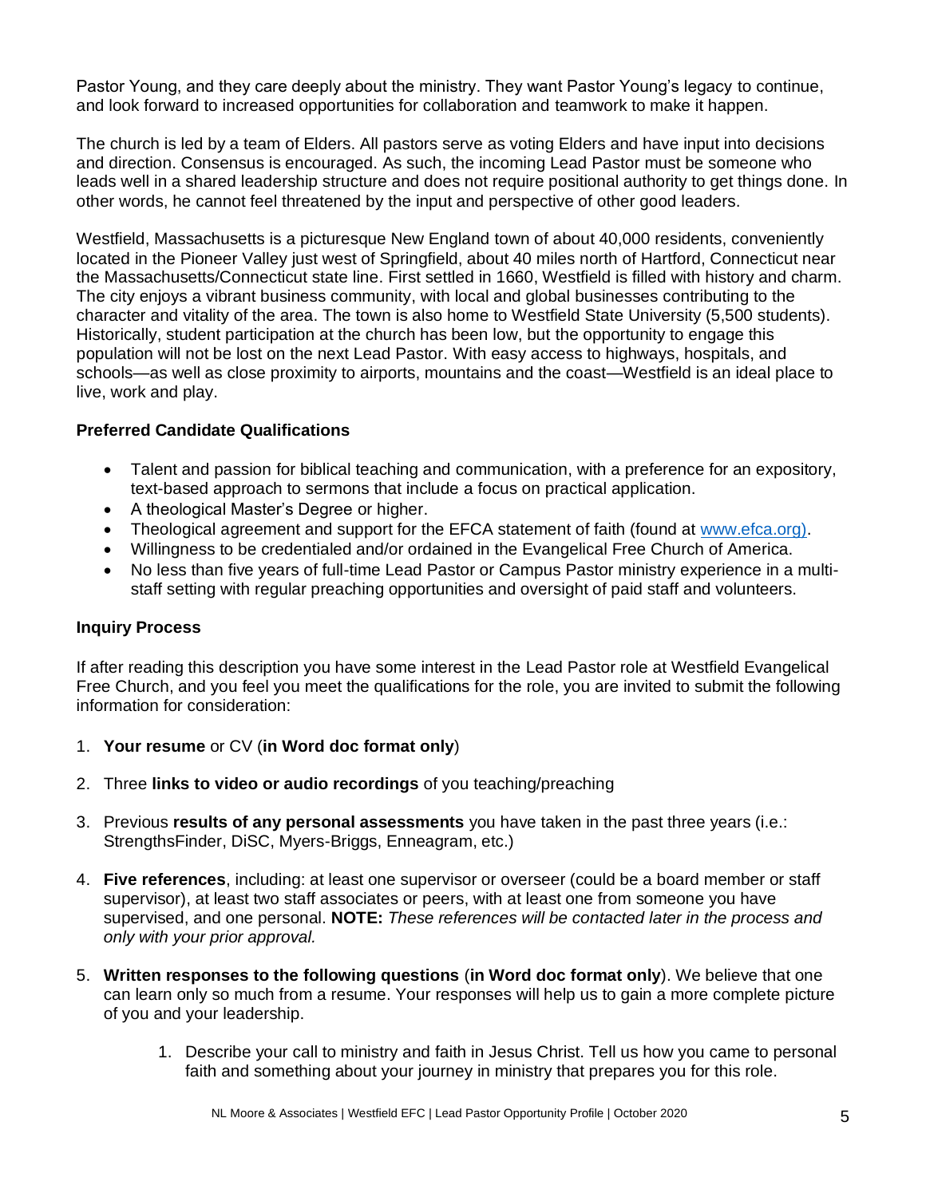Pastor Young, and they care deeply about the ministry. They want Pastor Young's legacy to continue, and look forward to increased opportunities for collaboration and teamwork to make it happen.

The church is led by a team of Elders. All pastors serve as voting Elders and have input into decisions and direction. Consensus is encouraged. As such, the incoming Lead Pastor must be someone who leads well in a shared leadership structure and does not require positional authority to get things done. In other words, he cannot feel threatened by the input and perspective of other good leaders.

Westfield, Massachusetts is a picturesque New England town of about 40,000 residents, conveniently located in the Pioneer Valley just west of Springfield, about 40 miles north of Hartford, Connecticut near the Massachusetts/Connecticut state line. First settled in 1660, Westfield is filled with history and charm. The city enjoys a vibrant business community, with local and global businesses contributing to the character and vitality of the area. The town is also home to Westfield State University (5,500 students). Historically, student participation at the church has been low, but the opportunity to engage this population will not be lost on the next Lead Pastor. With easy access to highways, hospitals, and schools—as well as close proximity to airports, mountains and the coast—Westfield is an ideal place to live, work and play.

**Preferred Candidate Qualifications**

- Talent and passion for biblical teaching and communication, with a preference for an expository, text-based approach to sermons that include a focus on practical application.
- A theological Master's Degree or higher.
- Theological agreement and support for the EFCA statement of faith (found at www.efca.org).
- Willingness to be credentialed and/or ordained in the Evangelical Free Church of America.
- No less than five years of full-time Lead Pastor or Campus Pastor ministry experience in a multi-staff setting with regular preaching opportunities and oversight of paid staff and volunteers.

**Inquiry Process**

If after reading this description you have some interest in the Lead Pastor role at Westfield Evangelical Free Church, and you feel you meet the qualifications for the role, you are invited to submit the following information for consideration:

1. **Your resume** or CV (**in Word doc format only**)

2. Three **links to video or audio recordings** of you teaching/preaching

3. Previous **results of any personal assessments** you have taken in the past three years (i.e.: StrengthsFinder, DiSC, Myers-Briggs, Enneagram, etc.)

4. **Five references**, including: at least one supervisor or overseer (could be a board member or staff supervisor), at least two staff associates or peers, with at least one from someone you have supervised, and one personal. **NOTE:** *These references will be contacted later in the process and only with your prior approval.*

5. **Written responses to the following questions** (**in Word doc format only**). We believe that one can learn only so much from a resume. Your responses will help us to gain a more complete picture of you and your leadership.

    1. Describe your call to ministry and faith in Jesus Christ. Tell us how you came to personal faith and something about your journey in ministry that prepares you for this role.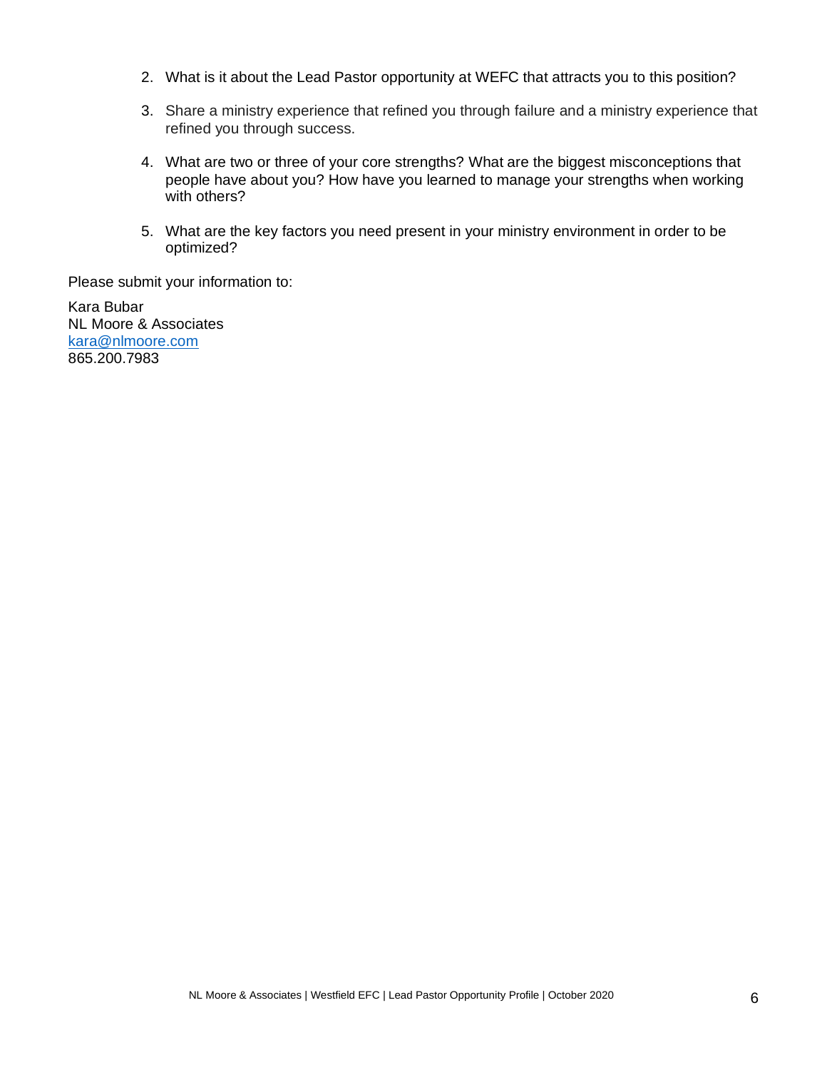2. What is it about the Lead Pastor opportunity at WEFC that attracts you to this position?

3. Share a ministry experience that refined you through failure and a ministry experience that refined you through success.

4. What are two or three of your core strengths? What are the biggest misconceptions that people have about you? How have you learned to manage your strengths when working with others?

5. What are the key factors you need present in your ministry environment in order to be optimized?

Please submit your information to:

Kara Bubar
NL Moore & Associates
kara@nlmoore.com
865.200.7983